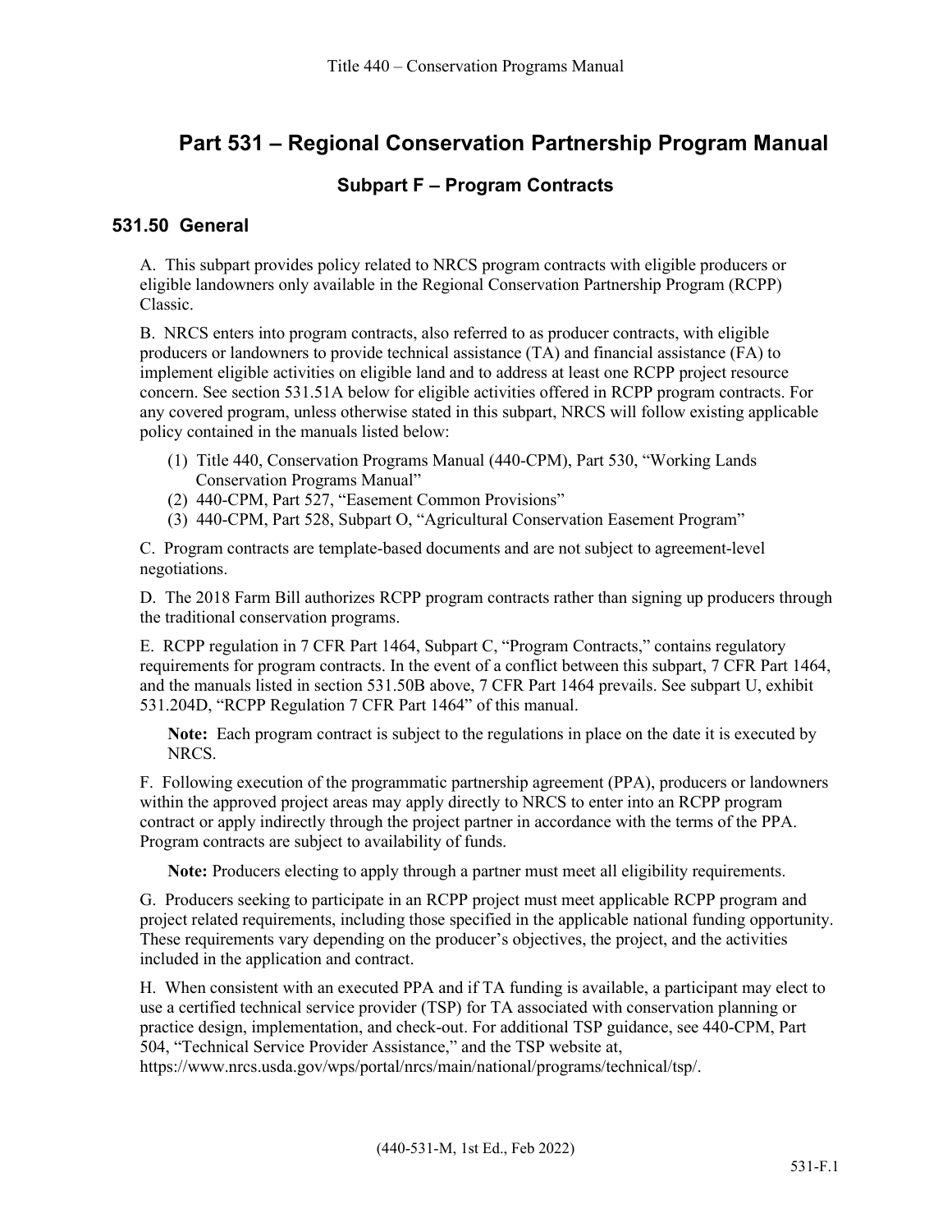# Part 531 – Regional Conservation Partnership Program Manual

## Subpart F – Program Contracts

### 531.50 General

A. This subpart provides policy related to NRCS program contracts with eligible producers or eligible landowners only available in the Regional Conservation Partnership Program (RCPP) Classic.

B. NRCS enters into program contracts, also referred to as producer contracts, with eligible producers or landowners to provide technical assistance (TA) and financial assistance (FA) to implement eligible activities on eligible land and to address at least one RCPP project resource concern. See section 531.51A below for eligible activities offered in RCPP program contracts. For any covered program, unless otherwise stated in this subpart, NRCS will follow existing applicable policy contained in the manuals listed below:

(1) Title 440, Conservation Programs Manual (440-CPM), Part 530, "Working Lands Conservation Programs Manual"
(2) 440-CPM, Part 527, "Easement Common Provisions"
(3) 440-CPM, Part 528, Subpart O, "Agricultural Conservation Easement Program"

C. Program contracts are template-based documents and are not subject to agreement-level negotiations.

D. The 2018 Farm Bill authorizes RCPP program contracts rather than signing up producers through the traditional conservation programs.

E. RCPP regulation in 7 CFR Part 1464, Subpart C, "Program Contracts," contains regulatory requirements for program contracts. In the event of a conflict between this subpart, 7 CFR Part 1464, and the manuals listed in section 531.50B above, 7 CFR Part 1464 prevails. See subpart U, exhibit 531.204D, "RCPP Regulation 7 CFR Part 1464" of this manual.

> **Note:** Each program contract is subject to the regulations in place on the date it is executed by NRCS.

F. Following execution of the programmatic partnership agreement (PPA), producers or landowners within the approved project areas may apply directly to NRCS to enter into an RCPP program contract or apply indirectly through the project partner in accordance with the terms of the PPA. Program contracts are subject to availability of funds.

> **Note:** Producers electing to apply through a partner must meet all eligibility requirements.

G. Producers seeking to participate in an RCPP project must meet applicable RCPP program and project related requirements, including those specified in the applicable national funding opportunity. These requirements vary depending on the producer's objectives, the project, and the activities included in the application and contract.

H. When consistent with an executed PPA and if TA funding is available, a participant may elect to use a certified technical service provider (TSP) for TA associated with conservation planning or practice design, implementation, and check-out. For additional TSP guidance, see 440-CPM, Part 504, "Technical Service Provider Assistance," and the TSP website at, https://www.nrcs.usda.gov/wps/portal/nrcs/main/national/programs/technical/tsp/.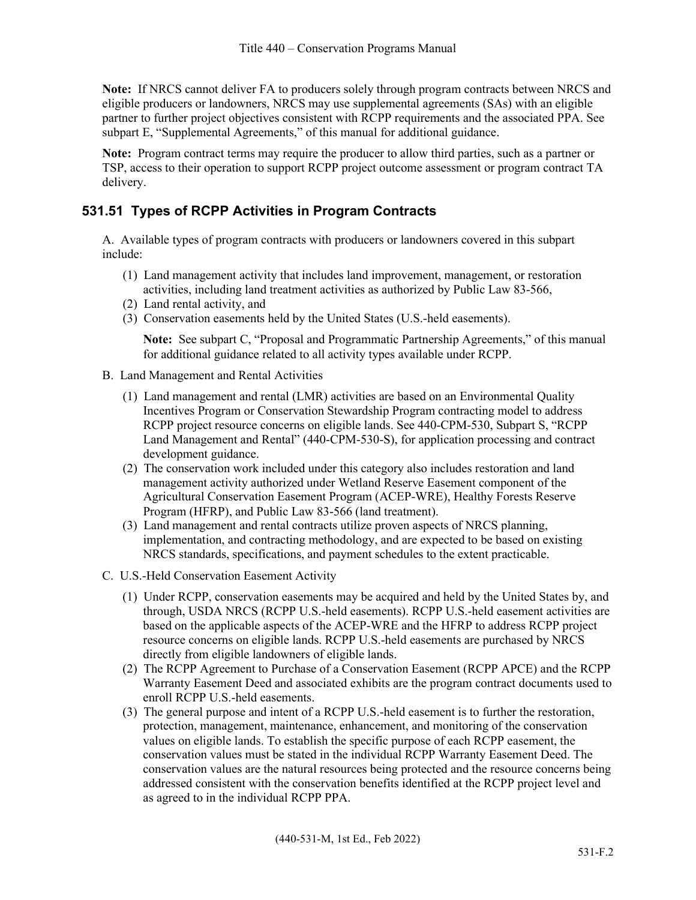**Note:** If NRCS cannot deliver FA to producers solely through program contracts between NRCS and eligible producers or landowners, NRCS may use supplemental agreements (SAs) with an eligible partner to further project objectives consistent with RCPP requirements and the associated PPA. See subpart E, "Supplemental Agreements," of this manual for additional guidance.

**Note:** Program contract terms may require the producer to allow third parties, such as a partner or TSP, access to their operation to support RCPP project outcome assessment or program contract TA delivery.

## 531.51 Types of RCPP Activities in Program Contracts

A. Available types of program contracts with producers or landowners covered in this subpart include:

(1) Land management activity that includes land improvement, management, or restoration activities, including land treatment activities as authorized by Public Law 83-566,

(2) Land rental activity, and

(3) Conservation easements held by the United States (U.S.-held easements).

**Note:** See subpart C, "Proposal and Programmatic Partnership Agreements," of this manual for additional guidance related to all activity types available under RCPP.

B. Land Management and Rental Activities

(1) Land management and rental (LMR) activities are based on an Environmental Quality Incentives Program or Conservation Stewardship Program contracting model to address RCPP project resource concerns on eligible lands. See 440-CPM-530, Subpart S, "RCPP Land Management and Rental" (440-CPM-530-S), for application processing and contract development guidance.

(2) The conservation work included under this category also includes restoration and land management activity authorized under Wetland Reserve Easement component of the Agricultural Conservation Easement Program (ACEP-WRE), Healthy Forests Reserve Program (HFRP), and Public Law 83-566 (land treatment).

(3) Land management and rental contracts utilize proven aspects of NRCS planning, implementation, and contracting methodology, and are expected to be based on existing NRCS standards, specifications, and payment schedules to the extent practicable.

C. U.S.-Held Conservation Easement Activity

(1) Under RCPP, conservation easements may be acquired and held by the United States by, and through, USDA NRCS (RCPP U.S.-held easements). RCPP U.S.-held easement activities are based on the applicable aspects of the ACEP-WRE and the HFRP to address RCPP project resource concerns on eligible lands. RCPP U.S.-held easements are purchased by NRCS directly from eligible landowners of eligible lands.

(2) The RCPP Agreement to Purchase of a Conservation Easement (RCPP APCE) and the RCPP Warranty Easement Deed and associated exhibits are the program contract documents used to enroll RCPP U.S.-held easements.

(3) The general purpose and intent of a RCPP U.S.-held easement is to further the restoration, protection, management, maintenance, enhancement, and monitoring of the conservation values on eligible lands. To establish the specific purpose of each RCPP easement, the conservation values must be stated in the individual RCPP Warranty Easement Deed. The conservation values are the natural resources being protected and the resource concerns being addressed consistent with the conservation benefits identified at the RCPP project level and as agreed to in the individual RCPP PPA.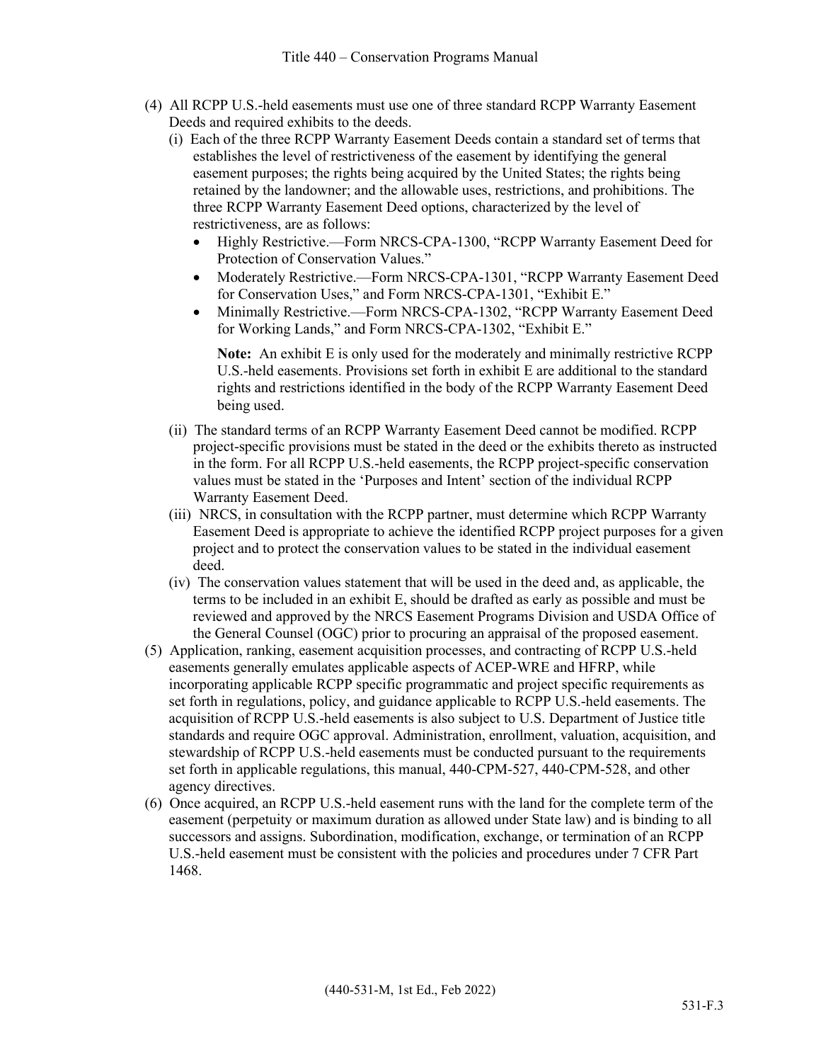(4) All RCPP U.S.-held easements must use one of three standard RCPP Warranty Easement Deeds and required exhibits to the deeds.

   (i) Each of the three RCPP Warranty Easement Deeds contain a standard set of terms that establishes the level of restrictiveness of the easement by identifying the general easement purposes; the rights being acquired by the United States; the rights being retained by the landowner; and the allowable uses, restrictions, and prohibitions. The three RCPP Warranty Easement Deed options, characterized by the level of restrictiveness, are as follows:

   - Highly Restrictive.—Form NRCS-CPA-1300, "RCPP Warranty Easement Deed for Protection of Conservation Values."
   - Moderately Restrictive.—Form NRCS-CPA-1301, "RCPP Warranty Easement Deed for Conservation Uses," and Form NRCS-CPA-1301, "Exhibit E."
   - Minimally Restrictive.—Form NRCS-CPA-1302, "RCPP Warranty Easement Deed for Working Lands," and Form NRCS-CPA-1302, "Exhibit E."

     **Note:** An exhibit E is only used for the moderately and minimally restrictive RCPP U.S.-held easements. Provisions set forth in exhibit E are additional to the standard rights and restrictions identified in the body of the RCPP Warranty Easement Deed being used.

   (ii) The standard terms of an RCPP Warranty Easement Deed cannot be modified. RCPP project-specific provisions must be stated in the deed or the exhibits thereto as instructed in the form. For all RCPP U.S.-held easements, the RCPP project-specific conservation values must be stated in the 'Purposes and Intent' section of the individual RCPP Warranty Easement Deed.

   (iii) NRCS, in consultation with the RCPP partner, must determine which RCPP Warranty Easement Deed is appropriate to achieve the identified RCPP project purposes for a given project and to protect the conservation values to be stated in the individual easement deed.

   (iv) The conservation values statement that will be used in the deed and, as applicable, the terms to be included in an exhibit E, should be drafted as early as possible and must be reviewed and approved by the NRCS Easement Programs Division and USDA Office of the General Counsel (OGC) prior to procuring an appraisal of the proposed easement.

(5) Application, ranking, easement acquisition processes, and contracting of RCPP U.S.-held easements generally emulates applicable aspects of ACEP-WRE and HFRP, while incorporating applicable RCPP specific programmatic and project specific requirements as set forth in regulations, policy, and guidance applicable to RCPP U.S.-held easements. The acquisition of RCPP U.S.-held easements is also subject to U.S. Department of Justice title standards and require OGC approval. Administration, enrollment, valuation, acquisition, and stewardship of RCPP U.S.-held easements must be conducted pursuant to the requirements set forth in applicable regulations, this manual, 440-CPM-527, 440-CPM-528, and other agency directives.

(6) Once acquired, an RCPP U.S.-held easement runs with the land for the complete term of the easement (perpetuity or maximum duration as allowed under State law) and is binding to all successors and assigns. Subordination, modification, exchange, or termination of an RCPP U.S.-held easement must be consistent with the policies and procedures under 7 CFR Part 1468.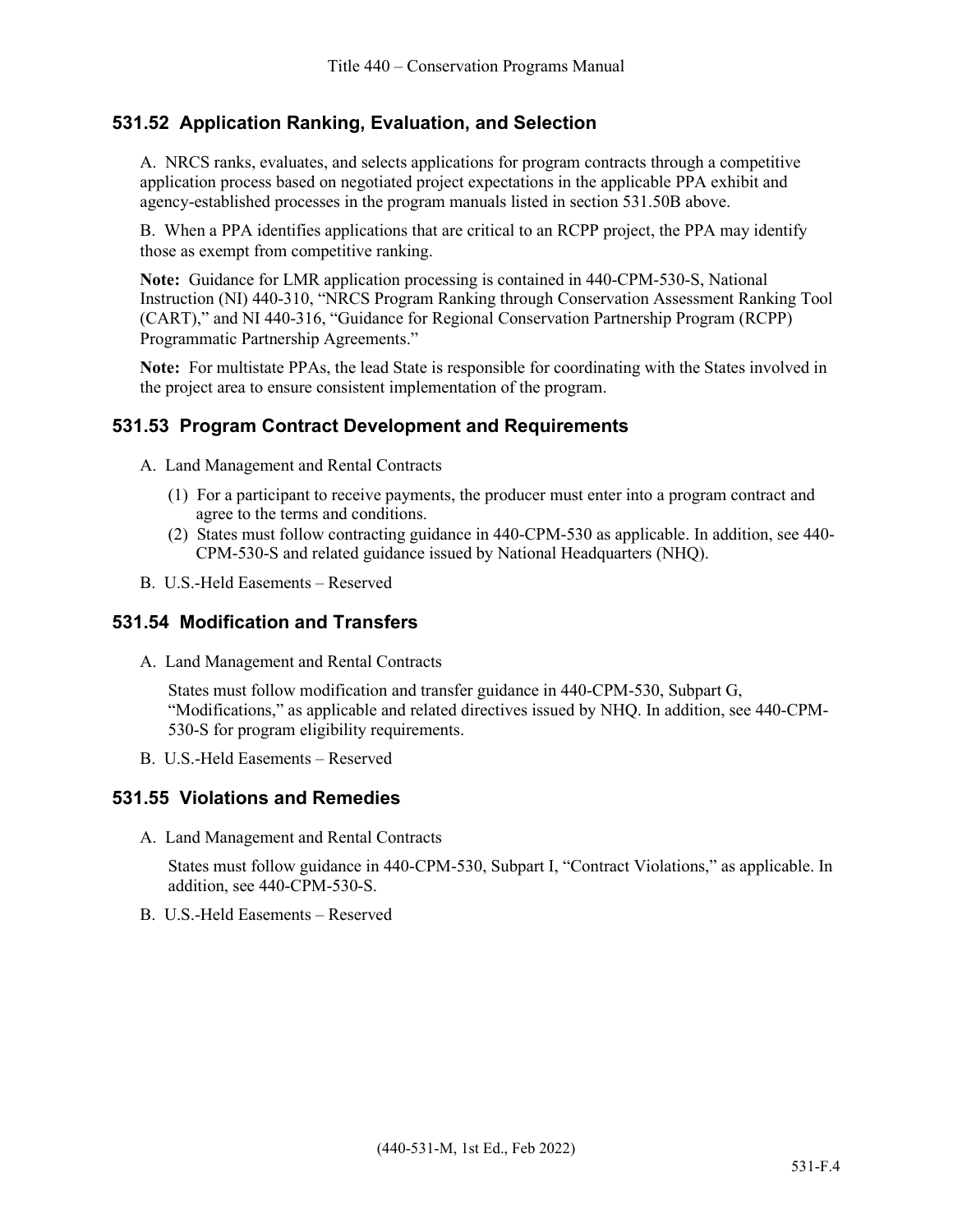## 531.52 Application Ranking, Evaluation, and Selection

A. NRCS ranks, evaluates, and selects applications for program contracts through a competitive application process based on negotiated project expectations in the applicable PPA exhibit and agency-established processes in the program manuals listed in section 531.50B above.

B. When a PPA identifies applications that are critical to an RCPP project, the PPA may identify those as exempt from competitive ranking.

**Note:** Guidance for LMR application processing is contained in 440-CPM-530-S, National Instruction (NI) 440-310, "NRCS Program Ranking through Conservation Assessment Ranking Tool (CART)," and NI 440-316, "Guidance for Regional Conservation Partnership Program (RCPP) Programmatic Partnership Agreements."

**Note:** For multistate PPAs, the lead State is responsible for coordinating with the States involved in the project area to ensure consistent implementation of the program.

## 531.53 Program Contract Development and Requirements

A. Land Management and Rental Contracts

(1) For a participant to receive payments, the producer must enter into a program contract and agree to the terms and conditions.

(2) States must follow contracting guidance in 440-CPM-530 as applicable. In addition, see 440-CPM-530-S and related guidance issued by National Headquarters (NHQ).

B. U.S.-Held Easements – Reserved

## 531.54 Modification and Transfers

A. Land Management and Rental Contracts

States must follow modification and transfer guidance in 440-CPM-530, Subpart G, "Modifications," as applicable and related directives issued by NHQ. In addition, see 440-CPM-530-S for program eligibility requirements.

B. U.S.-Held Easements – Reserved

## 531.55 Violations and Remedies

A. Land Management and Rental Contracts

States must follow guidance in 440-CPM-530, Subpart I, "Contract Violations," as applicable. In addition, see 440-CPM-530-S.

B. U.S.-Held Easements – Reserved